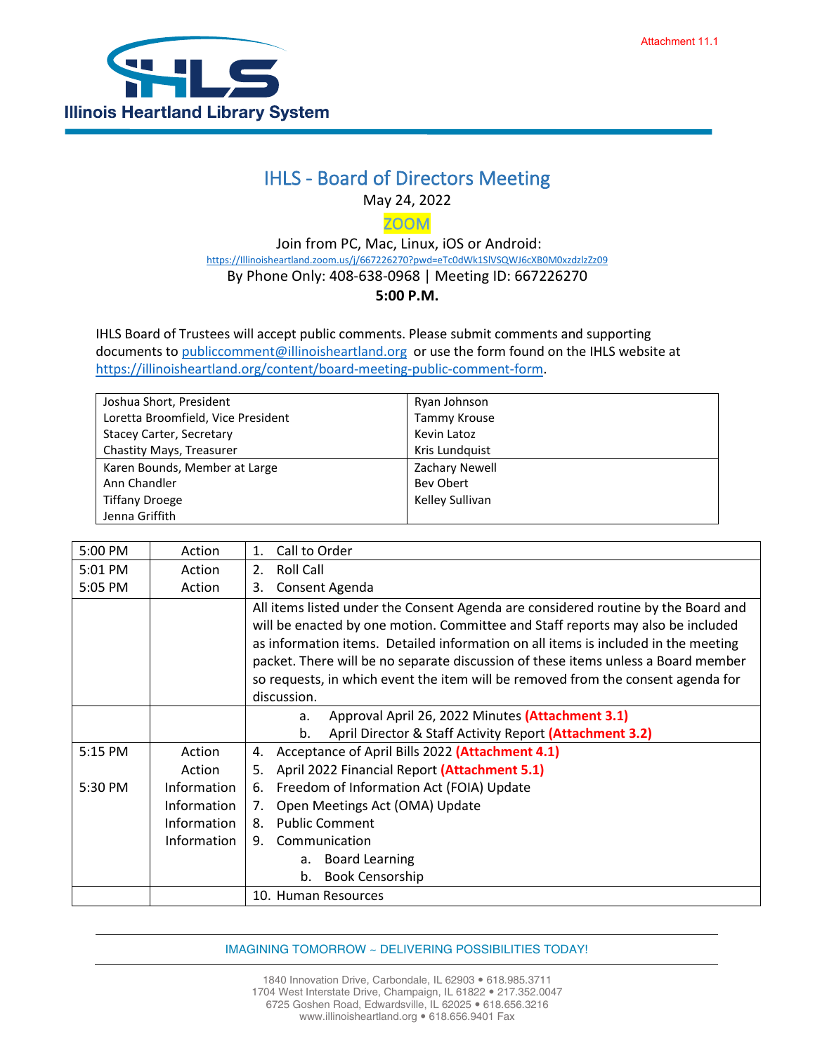Attachment 11.1

Illinois Heartland Library System

# IHLS - Board of Directors Meeting

May 24, 2022

ZOOM

Join from PC, Mac, Linux, iOS or Android:

https://Illinoisheartland.zoom.us/j/667226270?pwd=eTc0dWk1SlVSQWJ6cXB0M0xzdzlzZz09

By Phone Only: 408-638-0968 | Meeting ID: 667226270

**5:00 P.M.**

IHLS Board of Trustees will accept public comments. Please submit comments and supporting documents to publiccomment@illinoisheartland.org or use the form found on the IHLS website at https://illinoisheartland.org/content/board-meeting-public-comment-form.

| | |
|---|---|
| Joshua Short, President<br>Loretta Broomfield, Vice President<br>Stacey Carter, Secretary<br>Chastity Mays, Treasurer | Ryan Johnson<br>Tammy Krouse<br>Kevin Latoz<br>Kris Lundquist |
| Karen Bounds, Member at Large<br>Ann Chandler<br>Tiffany Droege<br>Jenna Griffith | Zachary Newell<br>Bev Obert<br>Kelley Sullivan |

| | | |
|---|---|---|
| 5:00 PM | Action | 1. Call to Order |
| 5:01 PM<br>5:05 PM | Action<br>Action | 2. Roll Call<br>3. Consent Agenda |
| | | All items listed under the Consent Agenda are considered routine by the Board and will be enacted by one motion. Committee and Staff reports may also be included as information items. Detailed information on all items is included in the meeting packet. There will be no separate discussion of these items unless a Board member so requests, in which event the item will be removed from the consent agenda for discussion. |
| | | a. Approval April 26, 2022 Minutes **(Attachment 3.1)**<br>b. April Director & Staff Activity Report **(Attachment 3.2)** |
| 5:15 PM<br><br>5:30 PM | Action<br>Action<br>Information<br>Information<br>Information<br>Information | 4. Acceptance of April Bills 2022 **(Attachment 4.1)**<br>5. April 2022 Financial Report **(Attachment 5.1)**<br>6. Freedom of Information Act (FOIA) Update<br>7. Open Meetings Act (OMA) Update<br>8. Public Comment<br>9. Communication<br>a. Board Learning<br>b. Book Censorship |
| | | 10. Human Resources |

IMAGINING TOMORROW ~ DELIVERING POSSIBILITIES TODAY!

1840 Innovation Drive, Carbondale, IL 62903 • 618.985.3711
1704 West Interstate Drive, Champaign, IL 61822 • 217.352.0047
6725 Goshen Road, Edwardsville, IL 62025 • 618.656.3216
www.illinoisheartland.org • 618.656.9401 Fax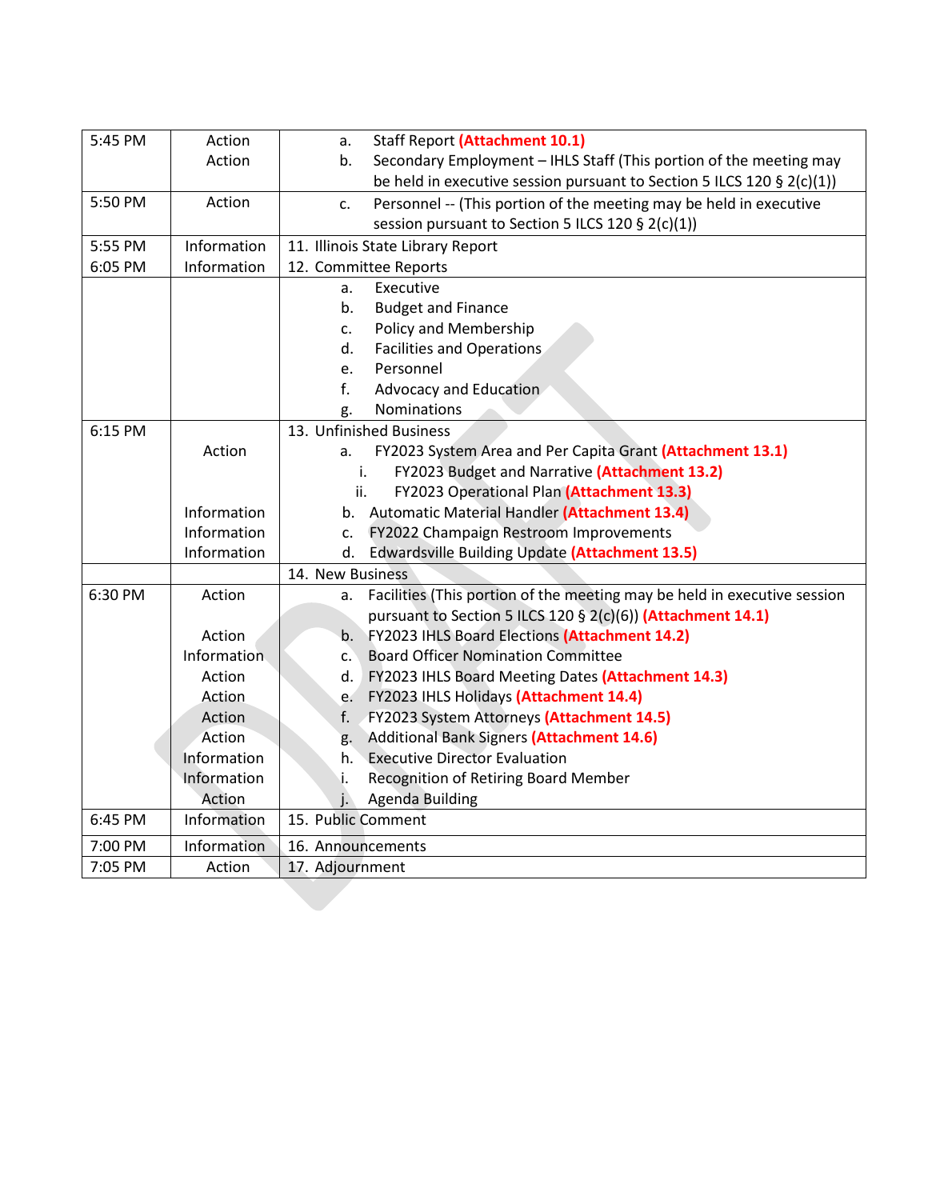| | | |
|---|---|---|
| 5:45 PM | Action<br>Action | a. Staff Report **(Attachment 10.1)**<br>b. Secondary Employment – IHLS Staff (This portion of the meeting may be held in executive session pursuant to Section 5 ILCS 120 § 2(c)(1)) |
| 5:50 PM | Action | c. Personnel -- (This portion of the meeting may be held in executive session pursuant to Section 5 ILCS 120 § 2(c)(1)) |
| 5:55 PM<br>6:05 PM | Information<br>Information | 11. Illinois State Library Report<br>12. Committee Reports |
| | | a. Executive<br>b. Budget and Finance<br>c. Policy and Membership<br>d. Facilities and Operations<br>e. Personnel<br>f. Advocacy and Education<br>g. Nominations |
| 6:15 PM | <br>Action<br><br><br>Information<br>Information<br>Information | 13. Unfinished Business<br>a. FY2023 System Area and Per Capita Grant **(Attachment 13.1)**<br>i. FY2023 Budget and Narrative **(Attachment 13.2)**<br>ii. FY2023 Operational Plan **(Attachment 13.3)**<br>b. Automatic Material Handler **(Attachment 13.4)**<br>c. FY2022 Champaign Restroom Improvements<br>d. Edwardsville Building Update **(Attachment 13.5)** |
| | | 14. New Business |
| 6:30 PM | Action<br><br>Action<br>Information<br>Action<br>Action<br>Action<br>Action<br>Information<br>Information<br>Action | a. Facilities (This portion of the meeting may be held in executive session pursuant to Section 5 ILCS 120 § 2(c)(6)) **(Attachment 14.1)**<br>b. FY2023 IHLS Board Elections **(Attachment 14.2)**<br>c. Board Officer Nomination Committee<br>d. FY2023 IHLS Board Meeting Dates **(Attachment 14.3)**<br>e. FY2023 IHLS Holidays **(Attachment 14.4)**<br>f. FY2023 System Attorneys **(Attachment 14.5)**<br>g. Additional Bank Signers **(Attachment 14.6)**<br>h. Executive Director Evaluation<br>i. Recognition of Retiring Board Member<br>j. Agenda Building |
| 6:45 PM | Information | 15. Public Comment |
| 7:00 PM | Information | 16. Announcements |
| 7:05 PM | Action | 17. Adjournment |